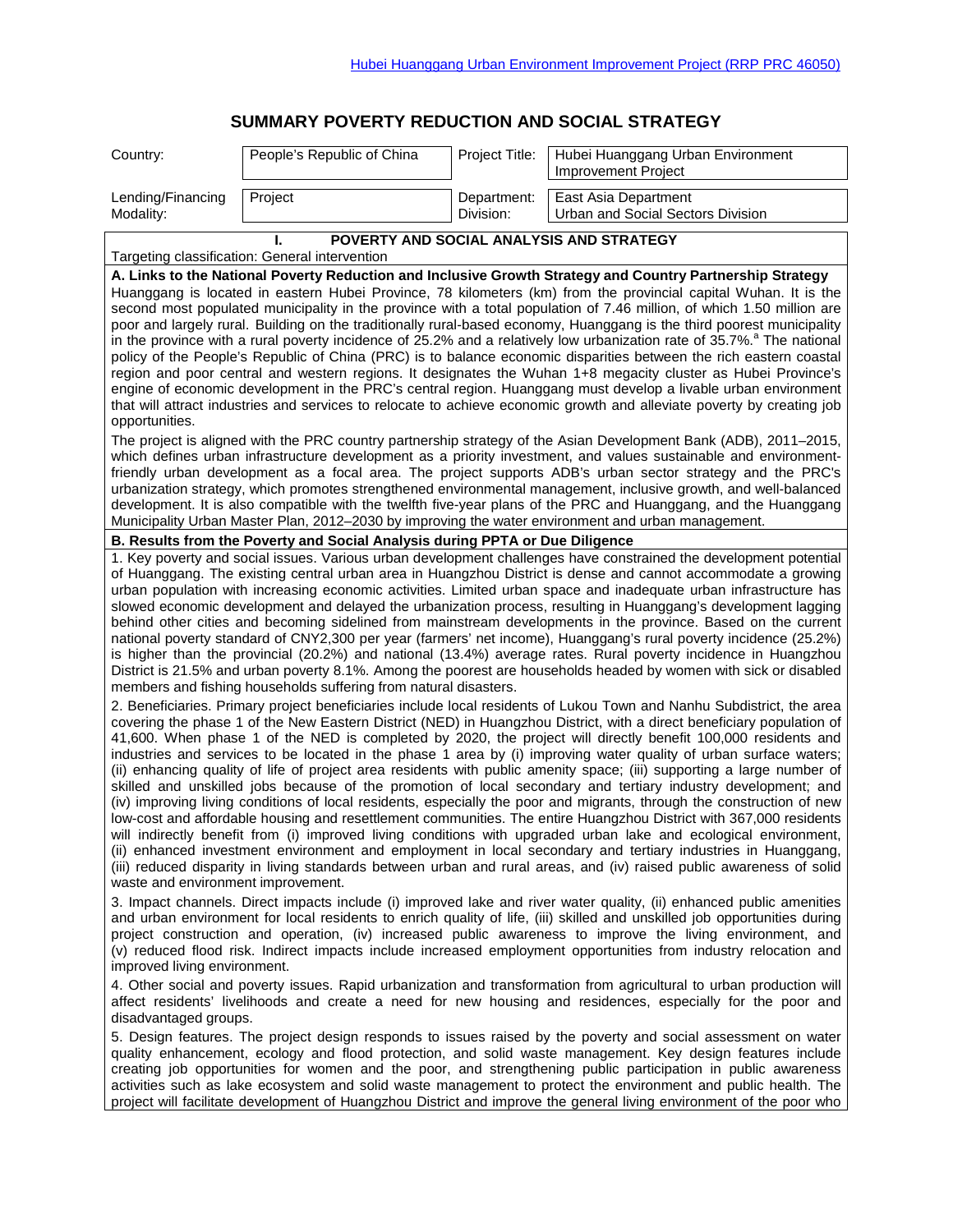Hubei Huanggang Urban Environment Improvement Project (RRP PRC 46050)

# SUMMARY POVERTY REDUCTION AND SOCIAL STRATEGY

| Country: | People's Republic of China | Project Title: | Hubei Huanggang Urban Environment Improvement Project |
|---|---|---|---|
| Lending/Financing Modality: | Project | Department: Division: | East Asia Department Urban and Social Sectors Division |

## I. POVERTY AND SOCIAL ANALYSIS AND STRATEGY

Targeting classification: General intervention

**A. Links to the National Poverty Reduction and Inclusive Growth Strategy and Country Partnership Strategy**

Huanggang is located in eastern Hubei Province, 78 kilometers (km) from the provincial capital Wuhan. It is the second most populated municipality in the province with a total population of 7.46 million, of which 1.50 million are poor and largely rural. Building on the traditionally rural-based economy, Huanggang is the third poorest municipality in the province with a rural poverty incidence of 25.2% and a relatively low urbanization rate of 35.7%.[a] The national policy of the People's Republic of China (PRC) is to balance economic disparities between the rich eastern coastal region and poor central and western regions. It designates the Wuhan 1+8 megacity cluster as Hubei Province's engine of economic development in the PRC's central region. Huanggang must develop a livable urban environment that will attract industries and services to relocate to achieve economic growth and alleviate poverty by creating job opportunities.

The project is aligned with the PRC country partnership strategy of the Asian Development Bank (ADB), 2011–2015, which defines urban infrastructure development as a priority investment, and values sustainable and environment-friendly urban development as a focal area. The project supports ADB's urban sector strategy and the PRC's urbanization strategy, which promotes strengthened environmental management, inclusive growth, and well-balanced development. It is also compatible with the twelfth five-year plans of the PRC and Huanggang, and the Huanggang Municipality Urban Master Plan, 2012–2030 by improving the water environment and urban management.

**B. Results from the Poverty and Social Analysis during PPTA or Due Diligence**

1. Key poverty and social issues. Various urban development challenges have constrained the development potential of Huanggang. The existing central urban area in Huangzhou District is dense and cannot accommodate a growing urban population with increasing economic activities. Limited urban space and inadequate urban infrastructure has slowed economic development and delayed the urbanization process, resulting in Huanggang's development lagging behind other cities and becoming sidelined from mainstream developments in the province. Based on the current national poverty standard of CNY2,300 per year (farmers' net income), Huanggang's rural poverty incidence (25.2%) is higher than the provincial (20.2%) and national (13.4%) average rates. Rural poverty incidence in Huangzhou District is 21.5% and urban poverty 8.1%. Among the poorest are households headed by women with sick or disabled members and fishing households suffering from natural disasters.

2. Beneficiaries. Primary project beneficiaries include local residents of Lukou Town and Nanhu Subdistrict, the area covering the phase 1 of the New Eastern District (NED) in Huangzhou District, with a direct beneficiary population of 41,600. When phase 1 of the NED is completed by 2020, the project will directly benefit 100,000 residents and industries and services to be located in the phase 1 area by (i) improving water quality of urban surface waters; (ii) enhancing quality of life of project area residents with public amenity space; (iii) supporting a large number of skilled and unskilled jobs because of the promotion of local secondary and tertiary industry development; and (iv) improving living conditions of local residents, especially the poor and migrants, through the construction of new low-cost and affordable housing and resettlement communities. The entire Huangzhou District with 367,000 residents will indirectly benefit from (i) improved living conditions with upgraded urban lake and ecological environment, (ii) enhanced investment environment and employment in local secondary and tertiary industries in Huanggang, (iii) reduced disparity in living standards between urban and rural areas, and (iv) raised public awareness of solid waste and environment improvement.

3. Impact channels. Direct impacts include (i) improved lake and river water quality, (ii) enhanced public amenities and urban environment for local residents to enrich quality of life, (iii) skilled and unskilled job opportunities during project construction and operation, (iv) increased public awareness to improve the living environment, and (v) reduced flood risk. Indirect impacts include increased employment opportunities from industry relocation and improved living environment.

4. Other social and poverty issues. Rapid urbanization and transformation from agricultural to urban production will affect residents' livelihoods and create a need for new housing and residences, especially for the poor and disadvantaged groups.

5. Design features. The project design responds to issues raised by the poverty and social assessment on water quality enhancement, ecology and flood protection, and solid waste management. Key design features include creating job opportunities for women and the poor, and strengthening public participation in public awareness activities such as lake ecosystem and solid waste management to protect the environment and public health. The project will facilitate development of Huangzhou District and improve the general living environment of the poor who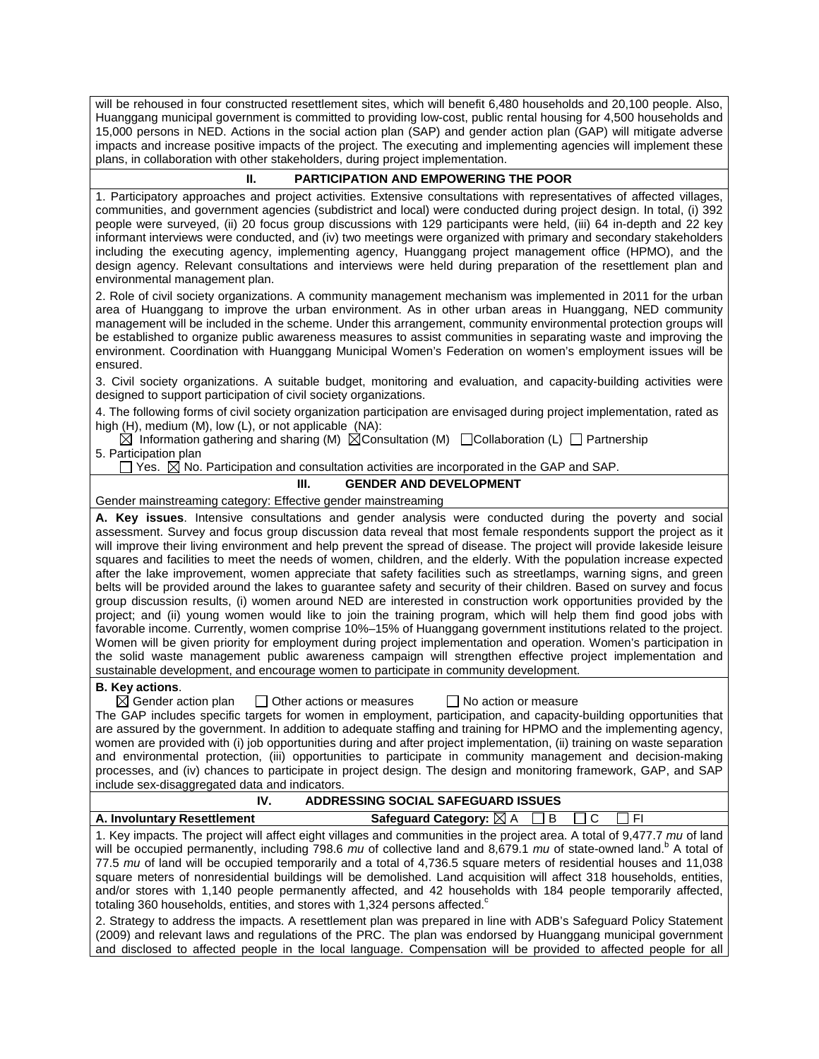will be rehoused in four constructed resettlement sites, which will benefit 6,480 households and 20,100 people. Also, Huanggang municipal government is committed to providing low-cost, public rental housing for 4,500 households and 15,000 persons in NED. Actions in the social action plan (SAP) and gender action plan (GAP) will mitigate adverse impacts and increase positive impacts of the project. The executing and implementing agencies will implement these plans, in collaboration with other stakeholders, during project implementation.

## II. PARTICIPATION AND EMPOWERING THE POOR

1. Participatory approaches and project activities. Extensive consultations with representatives of affected villages, communities, and government agencies (subdistrict and local) were conducted during project design. In total, (i) 392 people were surveyed, (ii) 20 focus group discussions with 129 participants were held, (iii) 64 in-depth and 22 key informant interviews were conducted, and (iv) two meetings were organized with primary and secondary stakeholders including the executing agency, implementing agency, Huanggang project management office (HPMO), and the design agency. Relevant consultations and interviews were held during preparation of the resettlement plan and environmental management plan.

2. Role of civil society organizations. A community management mechanism was implemented in 2011 for the urban area of Huanggang to improve the urban environment. As in other urban areas in Huanggang, NED community management will be included in the scheme. Under this arrangement, community environmental protection groups will be established to organize public awareness measures to assist communities in separating waste and improving the environment. Coordination with Huanggang Municipal Women's Federation on women's employment issues will be ensured.

3. Civil society organizations. A suitable budget, monitoring and evaluation, and capacity-building activities were designed to support participation of civil society organizations.

4. The following forms of civil society organization participation are envisaged during project implementation, rated as high (H), medium (M), low (L), or not applicable (NA):

☒ Information gathering and sharing (M) ☒ Consultation (M) ☐ Collaboration (L) ☐ Partnership

5. Participation plan

☐ Yes. ☒ No. Participation and consultation activities are incorporated in the GAP and SAP.

## III. GENDER AND DEVELOPMENT

Gender mainstreaming category: Effective gender mainstreaming

**A. Key issues**. Intensive consultations and gender analysis were conducted during the poverty and social assessment. Survey and focus group discussion data reveal that most female respondents support the project as it will improve their living environment and help prevent the spread of disease. The project will provide lakeside leisure squares and facilities to meet the needs of women, children, and the elderly. With the population increase expected after the lake improvement, women appreciate that safety facilities such as streetlamps, warning signs, and green belts will be provided around the lakes to guarantee safety and security of their children. Based on survey and focus group discussion results, (i) women around NED are interested in construction work opportunities provided by the project; and (ii) young women would like to join the training program, which will help them find good jobs with favorable income. Currently, women comprise 10%–15% of Huanggang government institutions related to the project. Women will be given priority for employment during project implementation and operation. Women's participation in the solid waste management public awareness campaign will strengthen effective project implementation and sustainable development, and encourage women to participate in community development.

**B. Key actions**.

☒ Gender action plan ☐ Other actions or measures ☐ No action or measure

The GAP includes specific targets for women in employment, participation, and capacity-building opportunities that are assured by the government. In addition to adequate staffing and training for HPMO and the implementing agency, women are provided with (i) job opportunities during and after project implementation, (ii) training on waste separation and environmental protection, (iii) opportunities to participate in community management and decision-making processes, and (iv) chances to participate in project design. The design and monitoring framework, GAP, and SAP include sex-disaggregated data and indicators.

## IV. ADDRESSING SOCIAL SAFEGUARD ISSUES

**A. Involuntary Resettlement** **Safeguard Category:** ☒ A ☐ B ☐ C ☐ FI

1. Key impacts. The project will affect eight villages and communities in the project area. A total of 9,477.7 *mu* of land will be occupied permanently, including 798.6 *mu* of collective land and 8,679.1 *mu* of state-owned land.[b] A total of 77.5 *mu* of land will be occupied temporarily and a total of 4,736.5 square meters of residential houses and 11,038 square meters of nonresidential buildings will be demolished. Land acquisition will affect 318 households, entities, and/or stores with 1,140 people permanently affected, and 42 households with 184 people temporarily affected, totaling 360 households, entities, and stores with 1,324 persons affected.[c]

2. Strategy to address the impacts. A resettlement plan was prepared in line with ADB's Safeguard Policy Statement (2009) and relevant laws and regulations of the PRC. The plan was endorsed by Huanggang municipal government and disclosed to affected people in the local language. Compensation will be provided to affected people for all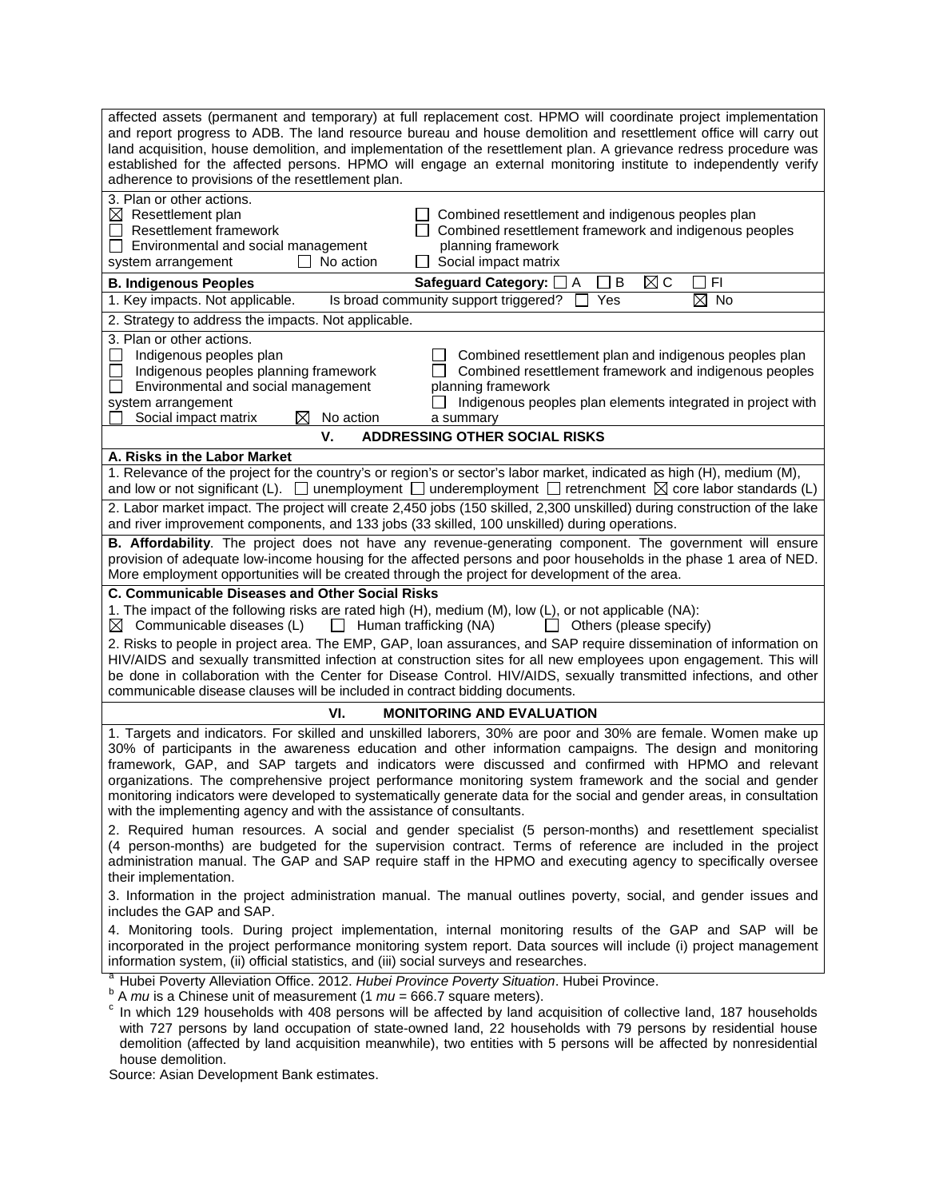affected assets (permanent and temporary) at full replacement cost. HPMO will coordinate project implementation and report progress to ADB. The land resource bureau and house demolition and resettlement office will carry out land acquisition, house demolition, and implementation of the resettlement plan. A grievance redress procedure was established for the affected persons. HPMO will engage an external monitoring institute to independently verify adherence to provisions of the resettlement plan.

3. Plan or other actions.

- ☒ Resettlement plan
- ☐ Resettlement framework
- ☐ Environmental and social management system arrangement
- ☐ No action
- ☐ Combined resettlement and indigenous peoples plan
- ☐ Combined resettlement framework and indigenous peoples planning framework
- ☐ Social impact matrix

**B. Indigenous Peoples** — **Safeguard Category:** ☐ A ☐ B ☒ C ☐ FI

1. Key impacts. Not applicable. Is broad community support triggered? ☐ Yes ☒ No

2. Strategy to address the impacts. Not applicable.

3. Plan or other actions.

- ☐ Indigenous peoples plan
- ☐ Indigenous peoples planning framework
- ☐ Environmental and social management system arrangement
- ☐ Social impact matrix
- ☒ No action
- ☐ Combined resettlement plan and indigenous peoples plan
- ☐ Combined resettlement framework and indigenous peoples planning framework
- ☐ Indigenous peoples plan elements integrated in project with a summary

## V. ADDRESSING OTHER SOCIAL RISKS

**A. Risks in the Labor Market**

1. Relevance of the project for the country's or region's or sector's labor market, indicated as high (H), medium (M), and low or not significant (L). ☐ unemployment ☐ underemployment ☐ retrenchment ☒ core labor standards (L)

2. Labor market impact. The project will create 2,450 jobs (150 skilled, 2,300 unskilled) during construction of the lake and river improvement components, and 133 jobs (33 skilled, 100 unskilled) during operations.

**B. Affordability**. The project does not have any revenue-generating component. The government will ensure provision of adequate low-income housing for the affected persons and poor households in the phase 1 area of NED. More employment opportunities will be created through the project for development of the area.

**C. Communicable Diseases and Other Social Risks**

1. The impact of the following risks are rated high (H), medium (M), low (L), or not applicable (NA):
☒ Communicable diseases (L) ☐ Human trafficking (NA) ☐ Others (please specify)

2. Risks to people in project area. The EMP, GAP, loan assurances, and SAP require dissemination of information on HIV/AIDS and sexually transmitted infection at construction sites for all new employees upon engagement. This will be done in collaboration with the Center for Disease Control. HIV/AIDS, sexually transmitted infections, and other communicable disease clauses will be included in contract bidding documents.

## VI. MONITORING AND EVALUATION

1. Targets and indicators. For skilled and unskilled laborers, 30% are poor and 30% are female. Women make up 30% of participants in the awareness education and other information campaigns. The design and monitoring framework, GAP, and SAP targets and indicators were discussed and confirmed with HPMO and relevant organizations. The comprehensive project performance monitoring system framework and the social and gender monitoring indicators were developed to systematically generate data for the social and gender areas, in consultation with the implementing agency and with the assistance of consultants.

2. Required human resources. A social and gender specialist (5 person-months) and resettlement specialist (4 person-months) are budgeted for the supervision contract. Terms of reference are included in the project administration manual. The GAP and SAP require staff in the HPMO and executing agency to specifically oversee their implementation.

3. Information in the project administration manual. The manual outlines poverty, social, and gender issues and includes the GAP and SAP.

4. Monitoring tools. During project implementation, internal monitoring results of the GAP and SAP will be incorporated in the project performance monitoring system report. Data sources will include (i) project management information system, (ii) official statistics, and (iii) social surveys and researches.

[a] Hubei Poverty Alleviation Office. 2012. *Hubei Province Poverty Situation*. Hubei Province.
[b] A *mu* is a Chinese unit of measurement (1 *mu* = 666.7 square meters).
[c] In which 129 households with 408 persons will be affected by land acquisition of collective land, 187 households with 727 persons by land occupation of state-owned land, 22 households with 79 persons by residential house demolition (affected by land acquisition meanwhile), two entities with 5 persons will be affected by nonresidential house demolition.

Source: Asian Development Bank estimates.